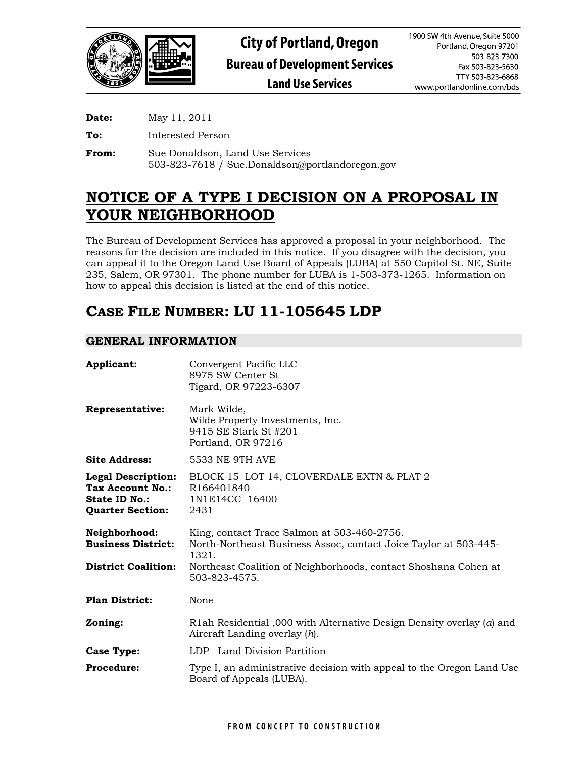# City of Portland, Oregon
## Bureau of Development Services
### Land Use Services

1900 SW 4th Avenue, Suite 5000
Portland, Oregon 97201
503-823-7300
Fax 503-823-5630
TTY 503-823-6868
www.portlandonline.com/bds

**Date:** May 11, 2011

**To:** Interested Person

**From:** Sue Donaldson, Land Use Services
503-823-7618 / Sue.Donaldson@portlandoregon.gov

# NOTICE OF A TYPE I DECISION ON A PROPOSAL IN YOUR NEIGHBORHOOD

The Bureau of Development Services has approved a proposal in your neighborhood. The reasons for the decision are included in this notice. If you disagree with the decision, you can appeal it to the Oregon Land Use Board of Appeals (LUBA) at 550 Capitol St. NE, Suite 235, Salem, OR 97301. The phone number for LUBA is 1-503-373-1265. Information on how to appeal this decision is listed at the end of this notice.

# CASE FILE NUMBER: LU 11-105645 LDP

## GENERAL INFORMATION

**Applicant:** Convergent Pacific LLC
8975 SW Center St
Tigard, OR 97223-6307

**Representative:** Mark Wilde,
Wilde Property Investments, Inc.
9415 SE Stark St #201
Portland, OR 97216

**Site Address:** 5533 NE 9TH AVE

**Legal Description:** BLOCK 15 LOT 14, CLOVERDALE EXTN & PLAT 2
**Tax Account No.:** R166401840
**State ID No.:** 1N1E14CC 16400
**Quarter Section:** 2431

**Neighborhood:** King, contact Trace Salmon at 503-460-2756.
**Business District:** North-Northeast Business Assoc, contact Joice Taylor at 503-445-1321.
**District Coalition:** Northeast Coalition of Neighborhoods, contact Shoshana Cohen at 503-823-4575.

**Plan District:** None

**Zoning:** R1ah Residential ,000 with Alternative Design Density overlay (*a*) and Aircraft Landing overlay (*h*).

**Case Type:** LDP Land Division Partition

**Procedure:** Type I, an administrative decision with appeal to the Oregon Land Use Board of Appeals (LUBA).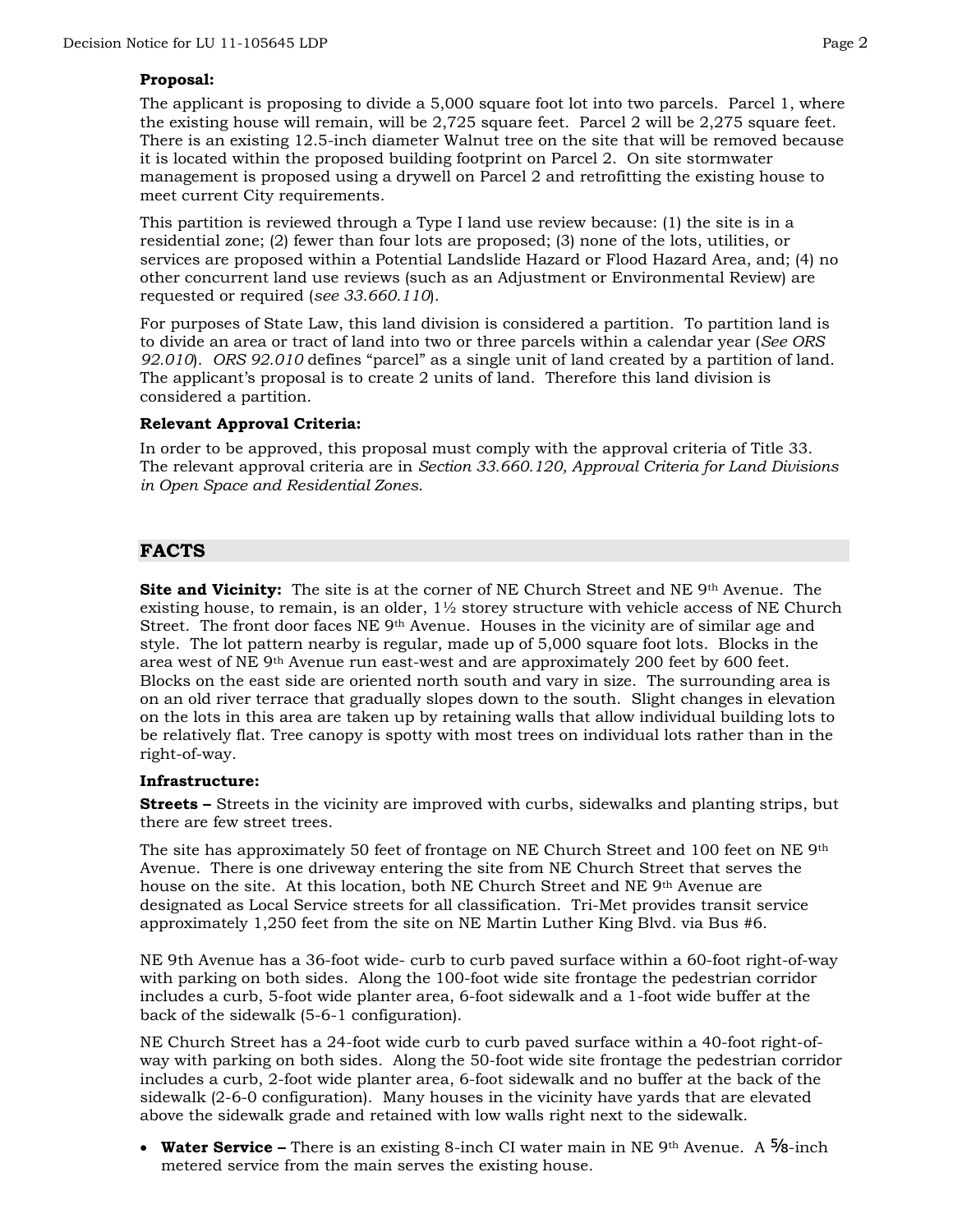**Proposal:**

The applicant is proposing to divide a 5,000 square foot lot into two parcels. Parcel 1, where the existing house will remain, will be 2,725 square feet. Parcel 2 will be 2,275 square feet. There is an existing 12.5-inch diameter Walnut tree on the site that will be removed because it is located within the proposed building footprint on Parcel 2. On site stormwater management is proposed using a drywell on Parcel 2 and retrofitting the existing house to meet current City requirements.

This partition is reviewed through a Type I land use review because: (1) the site is in a residential zone; (2) fewer than four lots are proposed; (3) none of the lots, utilities, or services are proposed within a Potential Landslide Hazard or Flood Hazard Area, and; (4) no other concurrent land use reviews (such as an Adjustment or Environmental Review) are requested or required (*see 33.660.110*).

For purposes of State Law, this land division is considered a partition. To partition land is to divide an area or tract of land into two or three parcels within a calendar year (*See ORS 92.010*). *ORS 92.010* defines "parcel" as a single unit of land created by a partition of land. The applicant's proposal is to create 2 units of land. Therefore this land division is considered a partition.

**Relevant Approval Criteria:**

In order to be approved, this proposal must comply with the approval criteria of Title 33. The relevant approval criteria are in *Section 33.660.120, Approval Criteria for Land Divisions in Open Space and Residential Zones.*

## FACTS

**Site and Vicinity:** The site is at the corner of NE Church Street and NE 9th Avenue. The existing house, to remain, is an older, 1½ storey structure with vehicle access of NE Church Street. The front door faces NE 9th Avenue. Houses in the vicinity are of similar age and style. The lot pattern nearby is regular, made up of 5,000 square foot lots. Blocks in the area west of NE 9th Avenue run east-west and are approximately 200 feet by 600 feet. Blocks on the east side are oriented north south and vary in size. The surrounding area is on an old river terrace that gradually slopes down to the south. Slight changes in elevation on the lots in this area are taken up by retaining walls that allow individual building lots to be relatively flat. Tree canopy is spotty with most trees on individual lots rather than in the right-of-way.

**Infrastructure:**

**Streets –** Streets in the vicinity are improved with curbs, sidewalks and planting strips, but there are few street trees.

The site has approximately 50 feet of frontage on NE Church Street and 100 feet on NE 9th Avenue. There is one driveway entering the site from NE Church Street that serves the house on the site. At this location, both NE Church Street and NE 9th Avenue are designated as Local Service streets for all classification. Tri-Met provides transit service approximately 1,250 feet from the site on NE Martin Luther King Blvd. via Bus #6.

NE 9th Avenue has a 36-foot wide- curb to curb paved surface within a 60-foot right-of-way with parking on both sides. Along the 100-foot wide site frontage the pedestrian corridor includes a curb, 5-foot wide planter area, 6-foot sidewalk and a 1-foot wide buffer at the back of the sidewalk (5-6-1 configuration).

NE Church Street has a 24-foot wide curb to curb paved surface within a 40-foot right-of-way with parking on both sides. Along the 50-foot wide site frontage the pedestrian corridor includes a curb, 2-foot wide planter area, 6-foot sidewalk and no buffer at the back of the sidewalk (2-6-0 configuration). Many houses in the vicinity have yards that are elevated above the sidewalk grade and retained with low walls right next to the sidewalk.

- **Water Service –** There is an existing 8-inch CI water main in NE 9th Avenue. A ⅝-inch metered service from the main serves the existing house.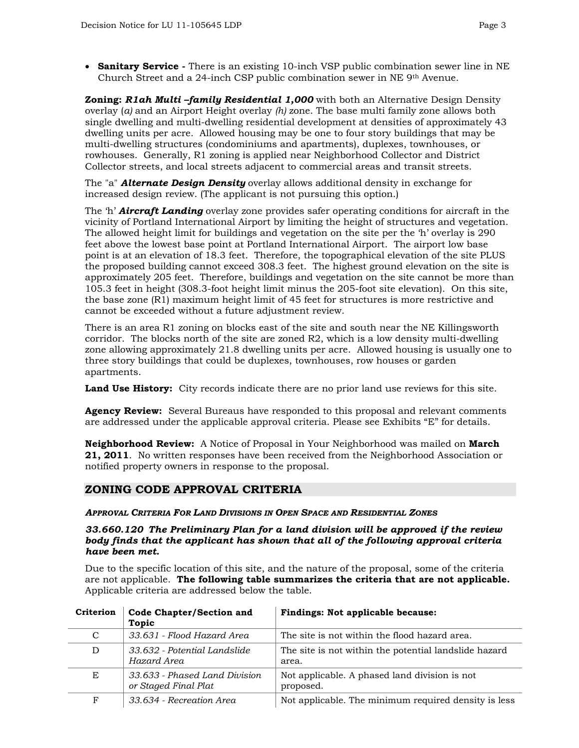- **Sanitary Service -** There is an existing 10-inch VSP public combination sewer line in NE Church Street and a 24-inch CSP public combination sewer in NE 9th Avenue.

**Zoning:** ***R1ah Multi –family Residential 1,000*** with both an Alternative Design Density overlay (*a)* and an Airport Height overlay *(h)* zone. The base multi family zone allows both single dwelling and multi-dwelling residential development at densities of approximately 43 dwelling units per acre. Allowed housing may be one to four story buildings that may be multi-dwelling structures (condominiums and apartments), duplexes, townhouses, or rowhouses. Generally, R1 zoning is applied near Neighborhood Collector and District Collector streets, and local streets adjacent to commercial areas and transit streets.

The "a" ***Alternate Design Density*** overlay allows additional density in exchange for increased design review. (The applicant is not pursuing this option.)

The 'h' ***Aircraft Landing*** overlay zone provides safer operating conditions for aircraft in the vicinity of Portland International Airport by limiting the height of structures and vegetation. The allowed height limit for buildings and vegetation on the site per the 'h' overlay is 290 feet above the lowest base point at Portland International Airport. The airport low base point is at an elevation of 18.3 feet. Therefore, the topographical elevation of the site PLUS the proposed building cannot exceed 308.3 feet. The highest ground elevation on the site is approximately 205 feet. Therefore, buildings and vegetation on the site cannot be more than 105.3 feet in height (308.3-foot height limit minus the 205-foot site elevation). On this site, the base zone (R1) maximum height limit of 45 feet for structures is more restrictive and cannot be exceeded without a future adjustment review.

There is an area R1 zoning on blocks east of the site and south near the NE Killingsworth corridor. The blocks north of the site are zoned R2, which is a low density multi-dwelling zone allowing approximately 21.8 dwelling units per acre. Allowed housing is usually one to three story buildings that could be duplexes, townhouses, row houses or garden apartments.

**Land Use History:** City records indicate there are no prior land use reviews for this site.

**Agency Review:** Several Bureaus have responded to this proposal and relevant comments are addressed under the applicable approval criteria. Please see Exhibits "E" for details.

**Neighborhood Review:** A Notice of Proposal in Your Neighborhood was mailed on **March 21, 2011**. No written responses have been received from the Neighborhood Association or notified property owners in response to the proposal.

## ZONING CODE APPROVAL CRITERIA

***APPROVAL CRITERIA FOR LAND DIVISIONS IN OPEN SPACE AND RESIDENTIAL ZONES***

***33.660.120 The Preliminary Plan for a land division will be approved if the review body finds that the applicant has shown that all of the following approval criteria have been met.***

Due to the specific location of this site, and the nature of the proposal, some of the criteria are not applicable. **The following table summarizes the criteria that are not applicable.** Applicable criteria are addressed below the table.

| Criterion | Code Chapter/Section and Topic | Findings: Not applicable because: |
|---|---|---|
| C | *33.631 - Flood Hazard Area* | The site is not within the flood hazard area. |
| D | *33.632 - Potential Landslide Hazard Area* | The site is not within the potential landslide hazard area. |
| E | *33.633 - Phased Land Division or Staged Final Plat* | Not applicable. A phased land division is not proposed. |
| F | *33.634 - Recreation Area* | Not applicable. The minimum required density is less |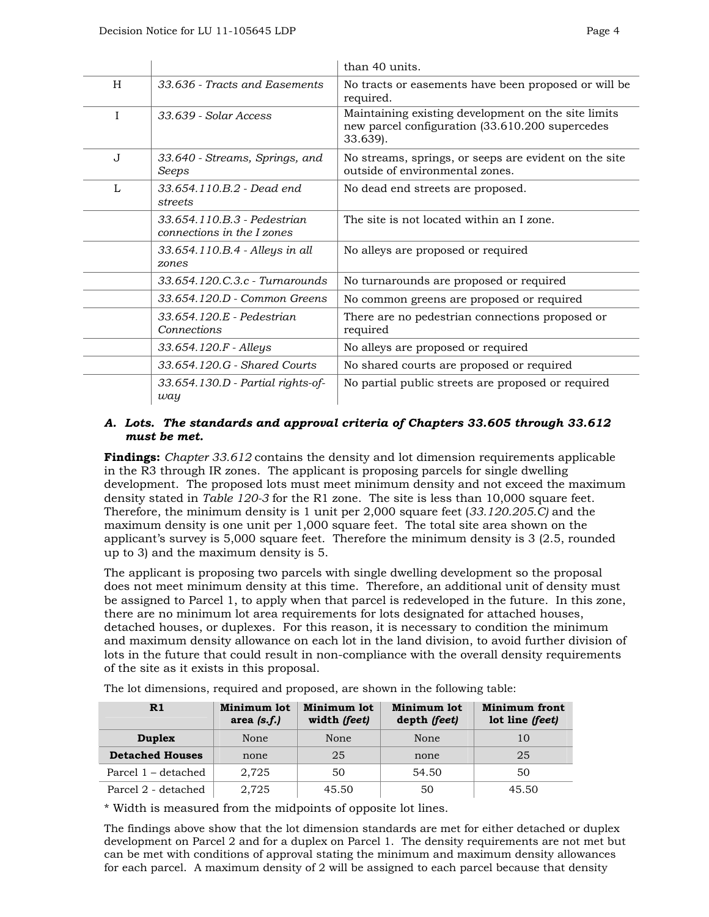| | | |
|---|---|---|
| | | than 40 units. |
| H | *33.636 - Tracts and Easements* | No tracts or easements have been proposed or will be required. |
| I | *33.639 - Solar Access* | Maintaining existing development on the site limits new parcel configuration (33.610.200 supercedes 33.639). |
| J | *33.640 - Streams, Springs, and Seeps* | No streams, springs, or seeps are evident on the site outside of environmental zones. |
| L | *33.654.110.B.2 - Dead end streets* | No dead end streets are proposed. |
| | *33.654.110.B.3 - Pedestrian connections in the I zones* | The site is not located within an I zone. |
| | *33.654.110.B.4 - Alleys in all zones* | No alleys are proposed or required |
| | *33.654.120.C.3.c - Turnarounds* | No turnarounds are proposed or required |
| | *33.654.120.D - Common Greens* | No common greens are proposed or required |
| | *33.654.120.E - Pedestrian Connections* | There are no pedestrian connections proposed or required |
| | *33.654.120.F - Alleys* | No alleys are proposed or required |
| | *33.654.120.G - Shared Courts* | No shared courts are proposed or required |
| | *33.654.130.D - Partial rights-of-way* | No partial public streets are proposed or required |

***A. Lots. The standards and approval criteria of Chapters 33.605 through 33.612 must be met.***

**Findings:** *Chapter 33.612* contains the density and lot dimension requirements applicable in the R3 through IR zones. The applicant is proposing parcels for single dwelling development. The proposed lots must meet minimum density and not exceed the maximum density stated in *Table 120-3* for the R1 zone. The site is less than 10,000 square feet. Therefore, the minimum density is 1 unit per 2,000 square feet (*33.120.205.C)* and the maximum density is one unit per 1,000 square feet. The total site area shown on the applicant's survey is 5,000 square feet. Therefore the minimum density is 3 (2.5, rounded up to 3) and the maximum density is 5.

The applicant is proposing two parcels with single dwelling development so the proposal does not meet minimum density at this time. Therefore, an additional unit of density must be assigned to Parcel 1, to apply when that parcel is redeveloped in the future. In this zone, there are no minimum lot area requirements for lots designated for attached houses, detached houses, or duplexes. For this reason, it is necessary to condition the minimum and maximum density allowance on each lot in the land division, to avoid further division of lots in the future that could result in non-compliance with the overall density requirements of the site as it exists in this proposal.

The lot dimensions, required and proposed, are shown in the following table:

| R1 | Minimum lot area *(s.f.)* | Minimum lot width *(feet)* | Minimum lot depth *(feet)* | Minimum front lot line *(feet)* |
|---|---|---|---|---|
| **Duplex** | None | None | None | 10 |
| **Detached Houses** | none | 25 | none | 25 |
| Parcel 1 – detached | 2,725 | 50 | 54.50 | 50 |
| Parcel 2 - detached | 2,725 | 45.50 | 50 | 45.50 |

\* Width is measured from the midpoints of opposite lot lines.

The findings above show that the lot dimension standards are met for either detached or duplex development on Parcel 2 and for a duplex on Parcel 1. The density requirements are not met but can be met with conditions of approval stating the minimum and maximum density allowances for each parcel. A maximum density of 2 will be assigned to each parcel because that density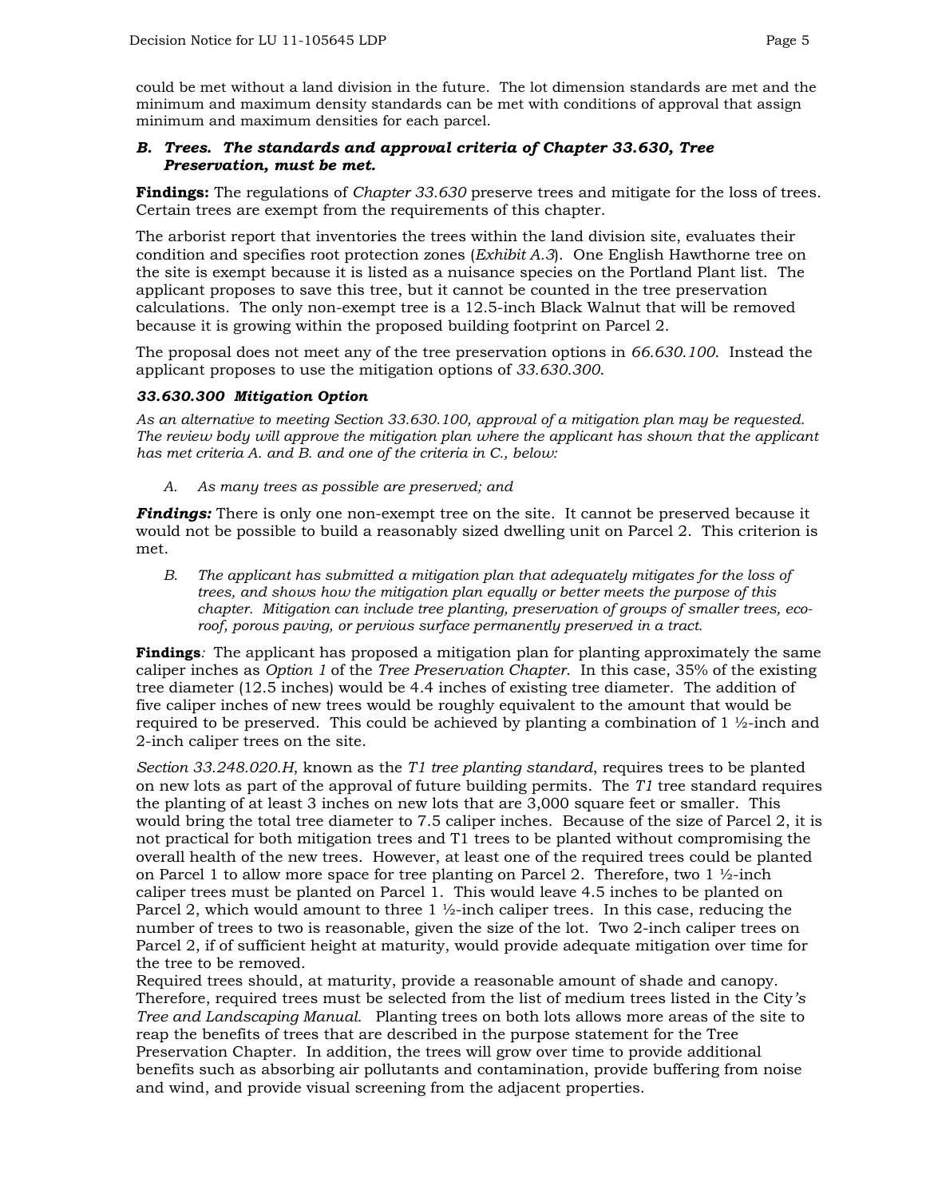could be met without a land division in the future. The lot dimension standards are met and the minimum and maximum density standards can be met with conditions of approval that assign minimum and maximum densities for each parcel.

***B. Trees. The standards and approval criteria of Chapter 33.630, Tree Preservation, must be met.***

**Findings:** The regulations of *Chapter 33.630* preserve trees and mitigate for the loss of trees. Certain trees are exempt from the requirements of this chapter.

The arborist report that inventories the trees within the land division site, evaluates their condition and specifies root protection zones (*Exhibit A.3*). One English Hawthorne tree on the site is exempt because it is listed as a nuisance species on the Portland Plant list. The applicant proposes to save this tree, but it cannot be counted in the tree preservation calculations. The only non-exempt tree is a 12.5-inch Black Walnut that will be removed because it is growing within the proposed building footprint on Parcel 2.

The proposal does not meet any of the tree preservation options in *66.630.100*. Instead the applicant proposes to use the mitigation options of *33.630.300*.

***33.630.300 Mitigation Option***

*As an alternative to meeting Section 33.630.100, approval of a mitigation plan may be requested. The review body will approve the mitigation plan where the applicant has shown that the applicant has met criteria A. and B. and one of the criteria in C., below:*

*A. As many trees as possible are preserved; and*

***Findings:*** There is only one non-exempt tree on the site. It cannot be preserved because it would not be possible to build a reasonably sized dwelling unit on Parcel 2. This criterion is met.

*B. The applicant has submitted a mitigation plan that adequately mitigates for the loss of trees, and shows how the mitigation plan equally or better meets the purpose of this chapter. Mitigation can include tree planting, preservation of groups of smaller trees, eco-roof, porous paving, or pervious surface permanently preserved in a tract.*

**Findings***:* The applicant has proposed a mitigation plan for planting approximately the same caliper inches as *Option 1* of the *Tree Preservation Chapter*. In this case, 35% of the existing tree diameter (12.5 inches) would be 4.4 inches of existing tree diameter. The addition of five caliper inches of new trees would be roughly equivalent to the amount that would be required to be preserved. This could be achieved by planting a combination of 1 ½-inch and 2-inch caliper trees on the site.

*Section 33.248.020.H*, known as the *T1 tree planting standard*, requires trees to be planted on new lots as part of the approval of future building permits. The *T1* tree standard requires the planting of at least 3 inches on new lots that are 3,000 square feet or smaller. This would bring the total tree diameter to 7.5 caliper inches. Because of the size of Parcel 2, it is not practical for both mitigation trees and T1 trees to be planted without compromising the overall health of the new trees. However, at least one of the required trees could be planted on Parcel 1 to allow more space for tree planting on Parcel 2. Therefore, two 1 ½-inch caliper trees must be planted on Parcel 1. This would leave 4.5 inches to be planted on Parcel 2, which would amount to three 1 ½-inch caliper trees. In this case, reducing the number of trees to two is reasonable, given the size of the lot. Two 2-inch caliper trees on Parcel 2, if of sufficient height at maturity, would provide adequate mitigation over time for the tree to be removed.

Required trees should, at maturity, provide a reasonable amount of shade and canopy. Therefore, required trees must be selected from the list of medium trees listed in the City*'s Tree and Landscaping Manual*. Planting trees on both lots allows more areas of the site to reap the benefits of trees that are described in the purpose statement for the Tree Preservation Chapter. In addition, the trees will grow over time to provide additional benefits such as absorbing air pollutants and contamination, provide buffering from noise and wind, and provide visual screening from the adjacent properties.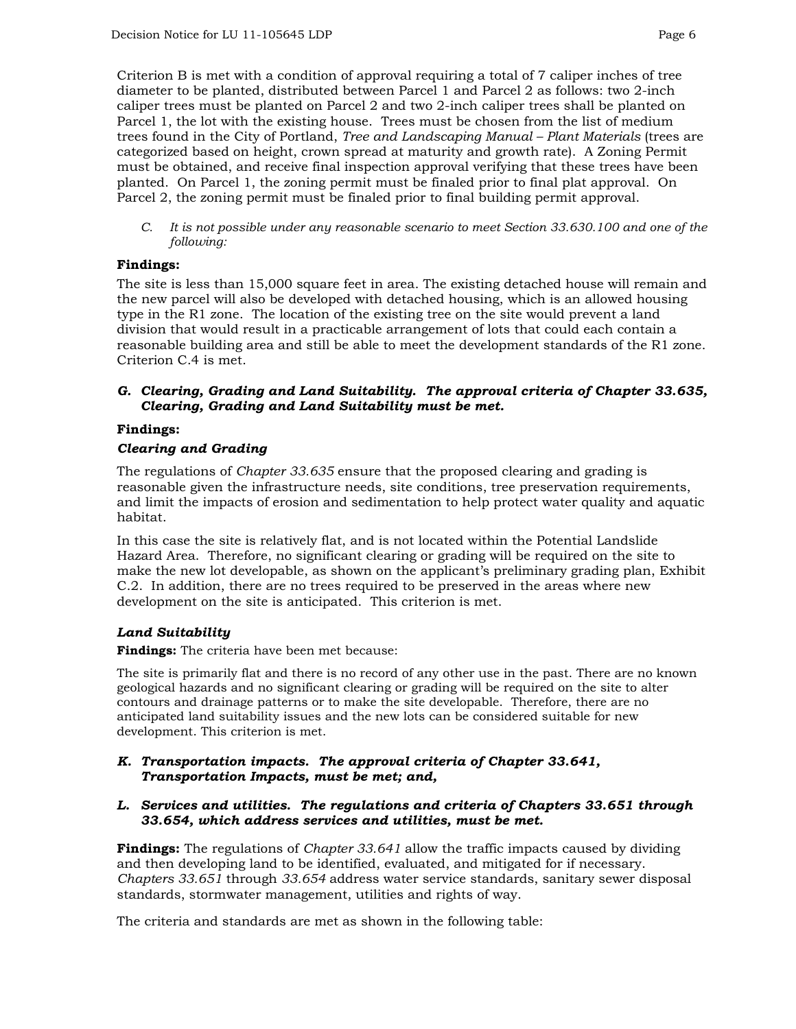Criterion B is met with a condition of approval requiring a total of 7 caliper inches of tree diameter to be planted, distributed between Parcel 1 and Parcel 2 as follows: two 2-inch caliper trees must be planted on Parcel 2 and two 2-inch caliper trees shall be planted on Parcel 1, the lot with the existing house. Trees must be chosen from the list of medium trees found in the City of Portland, *Tree and Landscaping Manual – Plant Materials* (trees are categorized based on height, crown spread at maturity and growth rate). A Zoning Permit must be obtained, and receive final inspection approval verifying that these trees have been planted. On Parcel 1, the zoning permit must be finaled prior to final plat approval. On Parcel 2, the zoning permit must be finaled prior to final building permit approval.

*C. It is not possible under any reasonable scenario to meet Section 33.630.100 and one of the following:*

**Findings:**

The site is less than 15,000 square feet in area. The existing detached house will remain and the new parcel will also be developed with detached housing, which is an allowed housing type in the R1 zone. The location of the existing tree on the site would prevent a land division that would result in a practicable arrangement of lots that could each contain a reasonable building area and still be able to meet the development standards of the R1 zone. Criterion C.4 is met.

***G. Clearing, Grading and Land Suitability. The approval criteria of Chapter 33.635, Clearing, Grading and Land Suitability must be met.***

**Findings:**

***Clearing and Grading***

The regulations of *Chapter 33.635* ensure that the proposed clearing and grading is reasonable given the infrastructure needs, site conditions, tree preservation requirements, and limit the impacts of erosion and sedimentation to help protect water quality and aquatic habitat.

In this case the site is relatively flat, and is not located within the Potential Landslide Hazard Area. Therefore, no significant clearing or grading will be required on the site to make the new lot developable, as shown on the applicant's preliminary grading plan, Exhibit C.2. In addition, there are no trees required to be preserved in the areas where new development on the site is anticipated. This criterion is met.

***Land Suitability***

**Findings:** The criteria have been met because:

The site is primarily flat and there is no record of any other use in the past. There are no known geological hazards and no significant clearing or grading will be required on the site to alter contours and drainage patterns or to make the site developable. Therefore, there are no anticipated land suitability issues and the new lots can be considered suitable for new development. This criterion is met.

***K. Transportation impacts. The approval criteria of Chapter 33.641, Transportation Impacts, must be met; and,***

***L. Services and utilities. The regulations and criteria of Chapters 33.651 through 33.654, which address services and utilities, must be met.***

**Findings:** The regulations of *Chapter 33.641* allow the traffic impacts caused by dividing and then developing land to be identified, evaluated, and mitigated for if necessary. *Chapters 33.651* through *33.654* address water service standards, sanitary sewer disposal standards, stormwater management, utilities and rights of way.

The criteria and standards are met as shown in the following table: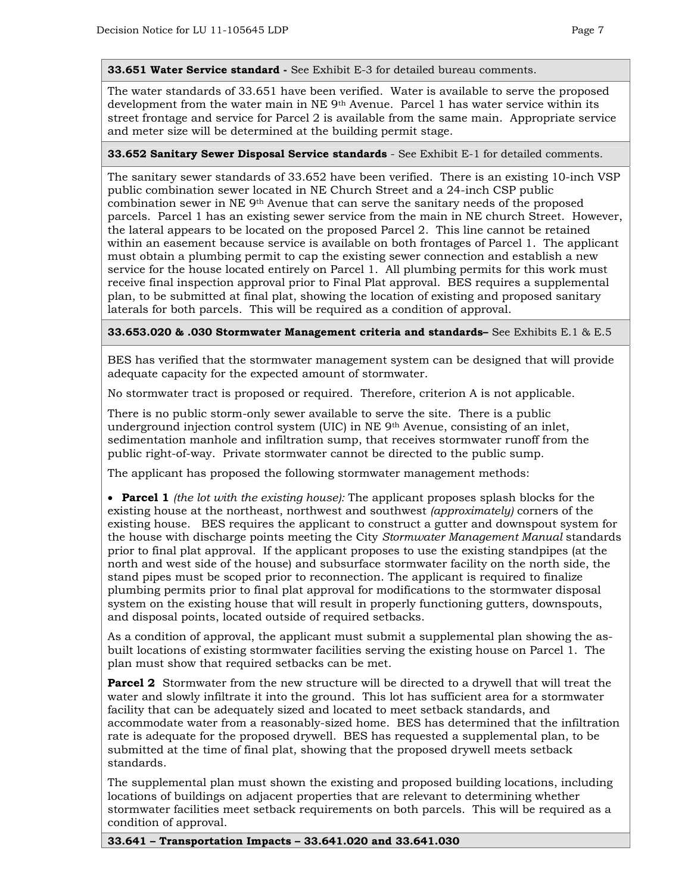**33.651 Water Service standard -** See Exhibit E-3 for detailed bureau comments.

The water standards of 33.651 have been verified. Water is available to serve the proposed development from the water main in NE 9th Avenue. Parcel 1 has water service within its street frontage and service for Parcel 2 is available from the same main. Appropriate service and meter size will be determined at the building permit stage.

**33.652 Sanitary Sewer Disposal Service standards** - See Exhibit E-1 for detailed comments.

The sanitary sewer standards of 33.652 have been verified. There is an existing 10-inch VSP public combination sewer located in NE Church Street and a 24-inch CSP public combination sewer in NE 9th Avenue that can serve the sanitary needs of the proposed parcels. Parcel 1 has an existing sewer service from the main in NE church Street. However, the lateral appears to be located on the proposed Parcel 2. This line cannot be retained within an easement because service is available on both frontages of Parcel 1. The applicant must obtain a plumbing permit to cap the existing sewer connection and establish a new service for the house located entirely on Parcel 1. All plumbing permits for this work must receive final inspection approval prior to Final Plat approval. BES requires a supplemental plan, to be submitted at final plat, showing the location of existing and proposed sanitary laterals for both parcels. This will be required as a condition of approval.

**33.653.020 & .030 Stormwater Management criteria and standards–** See Exhibits E.1 & E.5

BES has verified that the stormwater management system can be designed that will provide adequate capacity for the expected amount of stormwater.

No stormwater tract is proposed or required. Therefore, criterion A is not applicable.

There is no public storm-only sewer available to serve the site. There is a public underground injection control system (UIC) in NE 9th Avenue, consisting of an inlet, sedimentation manhole and infiltration sump, that receives stormwater runoff from the public right-of-way. Private stormwater cannot be directed to the public sump.

The applicant has proposed the following stormwater management methods:

- **Parcel 1** *(the lot with the existing house):* The applicant proposes splash blocks for the existing house at the northeast, northwest and southwest *(approximately)* corners of the existing house. BES requires the applicant to construct a gutter and downspout system for the house with discharge points meeting the City *Stormwater Management Manual* standards prior to final plat approval. If the applicant proposes to use the existing standpipes (at the north and west side of the house) and subsurface stormwater facility on the north side, the stand pipes must be scoped prior to reconnection. The applicant is required to finalize plumbing permits prior to final plat approval for modifications to the stormwater disposal system on the existing house that will result in properly functioning gutters, downspouts, and disposal points, located outside of required setbacks.

As a condition of approval, the applicant must submit a supplemental plan showing the as-built locations of existing stormwater facilities serving the existing house on Parcel 1. The plan must show that required setbacks can be met.

**Parcel 2** Stormwater from the new structure will be directed to a drywell that will treat the water and slowly infiltrate it into the ground. This lot has sufficient area for a stormwater facility that can be adequately sized and located to meet setback standards, and accommodate water from a reasonably-sized home. BES has determined that the infiltration rate is adequate for the proposed drywell. BES has requested a supplemental plan, to be submitted at the time of final plat, showing that the proposed drywell meets setback standards.

The supplemental plan must shown the existing and proposed building locations, including locations of buildings on adjacent properties that are relevant to determining whether stormwater facilities meet setback requirements on both parcels. This will be required as a condition of approval.

**33.641 – Transportation Impacts – 33.641.020 and 33.641.030**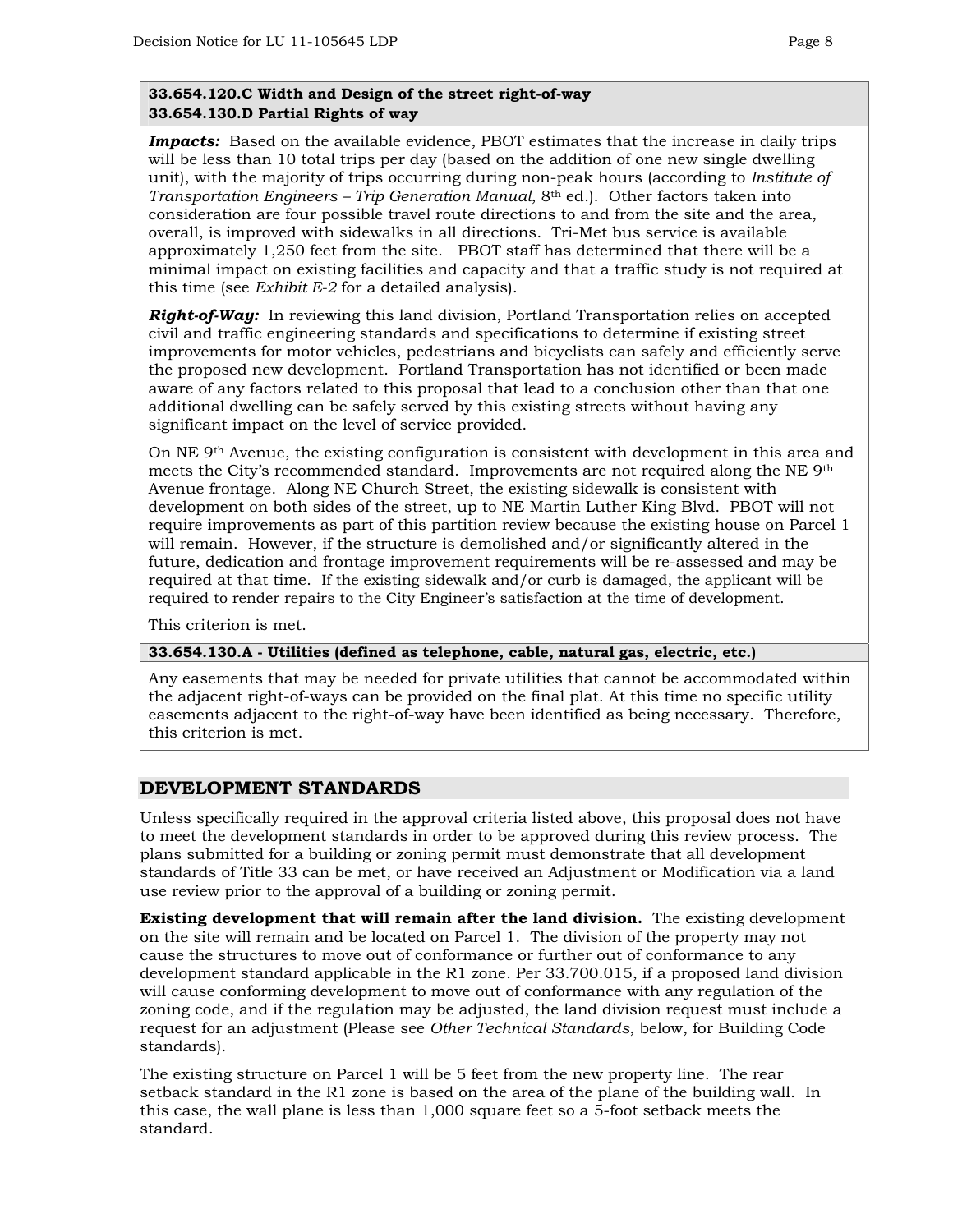**33.654.120.C Width and Design of the street right-of-way**
**33.654.130.D Partial Rights of way**

***Impacts:*** Based on the available evidence, PBOT estimates that the increase in daily trips will be less than 10 total trips per day (based on the addition of one new single dwelling unit), with the majority of trips occurring during non-peak hours (according to *Institute of Transportation Engineers – Trip Generation Manual*, 8th ed.). Other factors taken into consideration are four possible travel route directions to and from the site and the area, overall, is improved with sidewalks in all directions. Tri-Met bus service is available approximately 1,250 feet from the site. PBOT staff has determined that there will be a minimal impact on existing facilities and capacity and that a traffic study is not required at this time (see *Exhibit E-2* for a detailed analysis).

***Right-of-Way:*** In reviewing this land division, Portland Transportation relies on accepted civil and traffic engineering standards and specifications to determine if existing street improvements for motor vehicles, pedestrians and bicyclists can safely and efficiently serve the proposed new development. Portland Transportation has not identified or been made aware of any factors related to this proposal that lead to a conclusion other than that one additional dwelling can be safely served by this existing streets without having any significant impact on the level of service provided.

On NE 9th Avenue, the existing configuration is consistent with development in this area and meets the City's recommended standard. Improvements are not required along the NE 9th Avenue frontage. Along NE Church Street, the existing sidewalk is consistent with development on both sides of the street, up to NE Martin Luther King Blvd. PBOT will not require improvements as part of this partition review because the existing house on Parcel 1 will remain. However, if the structure is demolished and/or significantly altered in the future, dedication and frontage improvement requirements will be re-assessed and may be required at that time. If the existing sidewalk and/or curb is damaged, the applicant will be required to render repairs to the City Engineer's satisfaction at the time of development.

This criterion is met.

**33.654.130.A - Utilities (defined as telephone, cable, natural gas, electric, etc.)**

Any easements that may be needed for private utilities that cannot be accommodated within the adjacent right-of-ways can be provided on the final plat. At this time no specific utility easements adjacent to the right-of-way have been identified as being necessary. Therefore, this criterion is met.

## DEVELOPMENT STANDARDS

Unless specifically required in the approval criteria listed above, this proposal does not have to meet the development standards in order to be approved during this review process. The plans submitted for a building or zoning permit must demonstrate that all development standards of Title 33 can be met, or have received an Adjustment or Modification via a land use review prior to the approval of a building or zoning permit.

**Existing development that will remain after the land division.** The existing development on the site will remain and be located on Parcel 1. The division of the property may not cause the structures to move out of conformance or further out of conformance to any development standard applicable in the R1 zone. Per 33.700.015, if a proposed land division will cause conforming development to move out of conformance with any regulation of the zoning code, and if the regulation may be adjusted, the land division request must include a request for an adjustment (Please see *Other Technical Standards*, below, for Building Code standards).

The existing structure on Parcel 1 will be 5 feet from the new property line. The rear setback standard in the R1 zone is based on the area of the plane of the building wall. In this case, the wall plane is less than 1,000 square feet so a 5-foot setback meets the standard.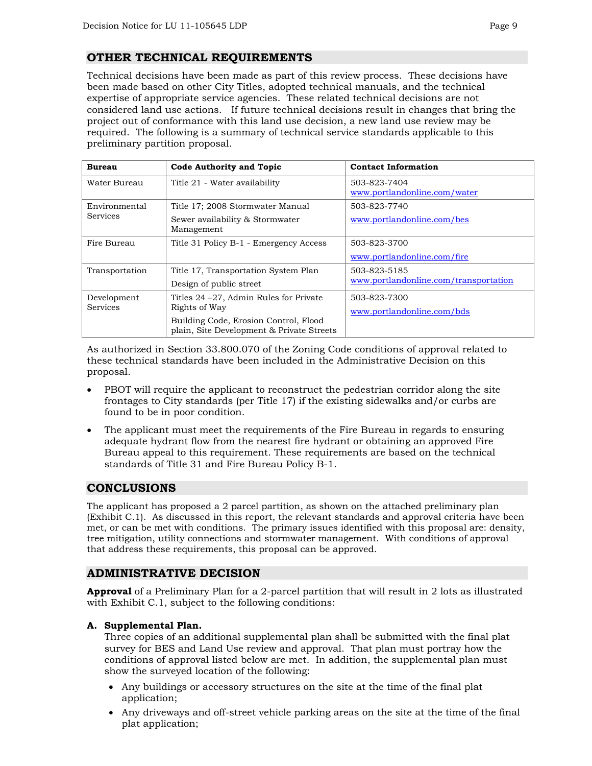## OTHER TECHNICAL REQUIREMENTS

Technical decisions have been made as part of this review process. These decisions have been made based on other City Titles, adopted technical manuals, and the technical expertise of appropriate service agencies. These related technical decisions are not considered land use actions. If future technical decisions result in changes that bring the project out of conformance with this land use decision, a new land use review may be required. The following is a summary of technical service standards applicable to this preliminary partition proposal.

| Bureau | Code Authority and Topic | Contact Information |
|---|---|---|
| Water Bureau | Title 21 - Water availability | 503-823-7404<br>www.portlandonline.com/water |
| Environmental Services | Title 17; 2008 Stormwater Manual<br>Sewer availability & Stormwater Management | 503-823-7740<br>www.portlandonline.com/bes |
| Fire Bureau | Title 31 Policy B-1 - Emergency Access | 503-823-3700<br>www.portlandonline.com/fire |
| Transportation | Title 17, Transportation System Plan<br>Design of public street | 503-823-5185<br>www.portlandonline.com/transportation |
| Development Services | Titles 24 –27, Admin Rules for Private Rights of Way<br>Building Code, Erosion Control, Flood plain, Site Development & Private Streets | 503-823-7300<br>www.portlandonline.com/bds |

As authorized in Section 33.800.070 of the Zoning Code conditions of approval related to these technical standards have been included in the Administrative Decision on this proposal.

- PBOT will require the applicant to reconstruct the pedestrian corridor along the site frontages to City standards (per Title 17) if the existing sidewalks and/or curbs are found to be in poor condition.
- The applicant must meet the requirements of the Fire Bureau in regards to ensuring adequate hydrant flow from the nearest fire hydrant or obtaining an approved Fire Bureau appeal to this requirement. These requirements are based on the technical standards of Title 31 and Fire Bureau Policy B-1.

## CONCLUSIONS

The applicant has proposed a 2 parcel partition, as shown on the attached preliminary plan (Exhibit C.1). As discussed in this report, the relevant standards and approval criteria have been met, or can be met with conditions. The primary issues identified with this proposal are: density, tree mitigation, utility connections and stormwater management. With conditions of approval that address these requirements, this proposal can be approved.

## ADMINISTRATIVE DECISION

**Approval** of a Preliminary Plan for a 2-parcel partition that will result in 2 lots as illustrated with Exhibit C.1, subject to the following conditions:

**A. Supplemental Plan.**

Three copies of an additional supplemental plan shall be submitted with the final plat survey for BES and Land Use review and approval. That plan must portray how the conditions of approval listed below are met. In addition, the supplemental plan must show the surveyed location of the following:

- Any buildings or accessory structures on the site at the time of the final plat application;
- Any driveways and off-street vehicle parking areas on the site at the time of the final plat application;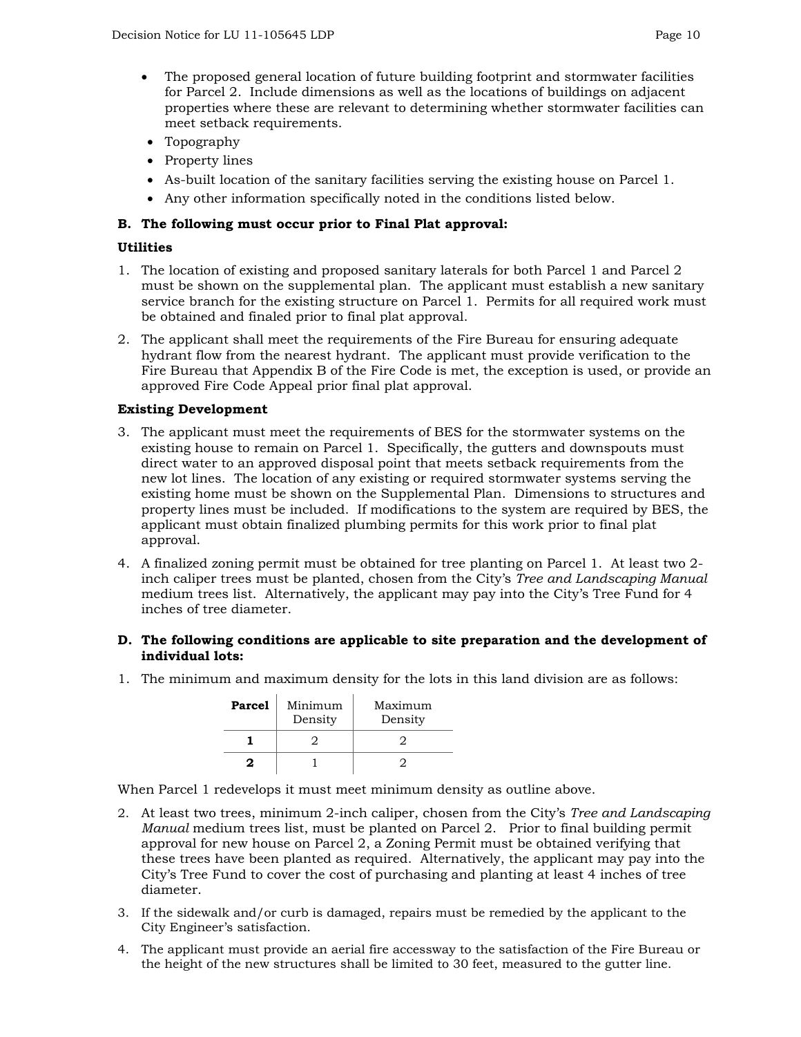- The proposed general location of future building footprint and stormwater facilities for Parcel 2. Include dimensions as well as the locations of buildings on adjacent properties where these are relevant to determining whether stormwater facilities can meet setback requirements.
- Topography
- Property lines
- As-built location of the sanitary facilities serving the existing house on Parcel 1.
- Any other information specifically noted in the conditions listed below.

**B. The following must occur prior to Final Plat approval:**

**Utilities**

1. The location of existing and proposed sanitary laterals for both Parcel 1 and Parcel 2 must be shown on the supplemental plan. The applicant must establish a new sanitary service branch for the existing structure on Parcel 1. Permits for all required work must be obtained and finaled prior to final plat approval.
2. The applicant shall meet the requirements of the Fire Bureau for ensuring adequate hydrant flow from the nearest hydrant. The applicant must provide verification to the Fire Bureau that Appendix B of the Fire Code is met, the exception is used, or provide an approved Fire Code Appeal prior final plat approval.

**Existing Development**

3. The applicant must meet the requirements of BES for the stormwater systems on the existing house to remain on Parcel 1. Specifically, the gutters and downspouts must direct water to an approved disposal point that meets setback requirements from the new lot lines. The location of any existing or required stormwater systems serving the existing home must be shown on the Supplemental Plan. Dimensions to structures and property lines must be included. If modifications to the system are required by BES, the applicant must obtain finalized plumbing permits for this work prior to final plat approval.
4. A finalized zoning permit must be obtained for tree planting on Parcel 1. At least two 2-inch caliper trees must be planted, chosen from the City's *Tree and Landscaping Manual* medium trees list. Alternatively, the applicant may pay into the City's Tree Fund for 4 inches of tree diameter.

**D. The following conditions are applicable to site preparation and the development of individual lots:**

1. The minimum and maximum density for the lots in this land division are as follows:

| Parcel | Minimum Density | Maximum Density |
|---|---|---|
| **1** | 2 | 2 |
| **2** | 1 | 2 |

When Parcel 1 redevelops it must meet minimum density as outline above.

2. At least two trees, minimum 2-inch caliper, chosen from the City's *Tree and Landscaping Manual* medium trees list, must be planted on Parcel 2. Prior to final building permit approval for new house on Parcel 2, a Zoning Permit must be obtained verifying that these trees have been planted as required. Alternatively, the applicant may pay into the City's Tree Fund to cover the cost of purchasing and planting at least 4 inches of tree diameter.
3. If the sidewalk and/or curb is damaged, repairs must be remedied by the applicant to the City Engineer's satisfaction.
4. The applicant must provide an aerial fire accessway to the satisfaction of the Fire Bureau or the height of the new structures shall be limited to 30 feet, measured to the gutter line.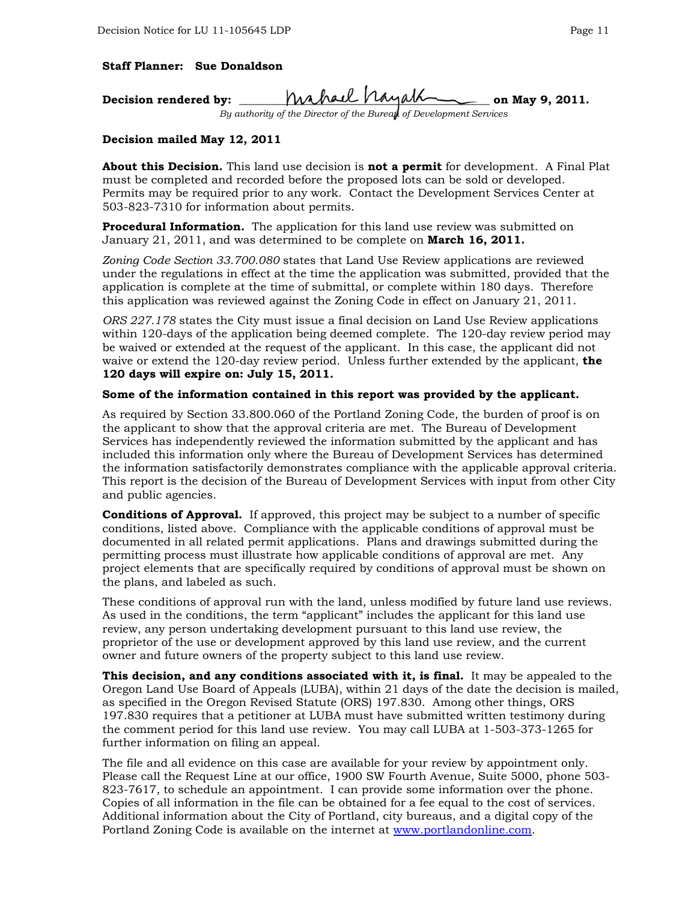**Staff Planner: Sue Donaldson**

**Decision rendered by:** ______________________________ **on May 9, 2011.**

*By authority of the Director of the Bureau of Development Services*

**Decision mailed May 12, 2011**

**About this Decision.** This land use decision is **not a permit** for development. A Final Plat must be completed and recorded before the proposed lots can be sold or developed. Permits may be required prior to any work. Contact the Development Services Center at 503-823-7310 for information about permits.

**Procedural Information.** The application for this land use review was submitted on January 21, 2011, and was determined to be complete on **March 16, 2011.**

*Zoning Code Section 33.700.080* states that Land Use Review applications are reviewed under the regulations in effect at the time the application was submitted, provided that the application is complete at the time of submittal, or complete within 180 days. Therefore this application was reviewed against the Zoning Code in effect on January 21, 2011.

*ORS 227.178* states the City must issue a final decision on Land Use Review applications within 120-days of the application being deemed complete. The 120-day review period may be waived or extended at the request of the applicant. In this case, the applicant did not waive or extend the 120-day review period. Unless further extended by the applicant, **the 120 days will expire on: July 15, 2011.**

**Some of the information contained in this report was provided by the applicant.**

As required by Section 33.800.060 of the Portland Zoning Code, the burden of proof is on the applicant to show that the approval criteria are met. The Bureau of Development Services has independently reviewed the information submitted by the applicant and has included this information only where the Bureau of Development Services has determined the information satisfactorily demonstrates compliance with the applicable approval criteria. This report is the decision of the Bureau of Development Services with input from other City and public agencies.

**Conditions of Approval.** If approved, this project may be subject to a number of specific conditions, listed above. Compliance with the applicable conditions of approval must be documented in all related permit applications. Plans and drawings submitted during the permitting process must illustrate how applicable conditions of approval are met. Any project elements that are specifically required by conditions of approval must be shown on the plans, and labeled as such.

These conditions of approval run with the land, unless modified by future land use reviews. As used in the conditions, the term "applicant" includes the applicant for this land use review, any person undertaking development pursuant to this land use review, the proprietor of the use or development approved by this land use review, and the current owner and future owners of the property subject to this land use review.

**This decision, and any conditions associated with it, is final.** It may be appealed to the Oregon Land Use Board of Appeals (LUBA), within 21 days of the date the decision is mailed, as specified in the Oregon Revised Statute (ORS) 197.830. Among other things, ORS 197.830 requires that a petitioner at LUBA must have submitted written testimony during the comment period for this land use review. You may call LUBA at 1-503-373-1265 for further information on filing an appeal.

The file and all evidence on this case are available for your review by appointment only. Please call the Request Line at our office, 1900 SW Fourth Avenue, Suite 5000, phone 503-823-7617, to schedule an appointment. I can provide some information over the phone. Copies of all information in the file can be obtained for a fee equal to the cost of services. Additional information about the City of Portland, city bureaus, and a digital copy of the Portland Zoning Code is available on the internet at www.portlandonline.com.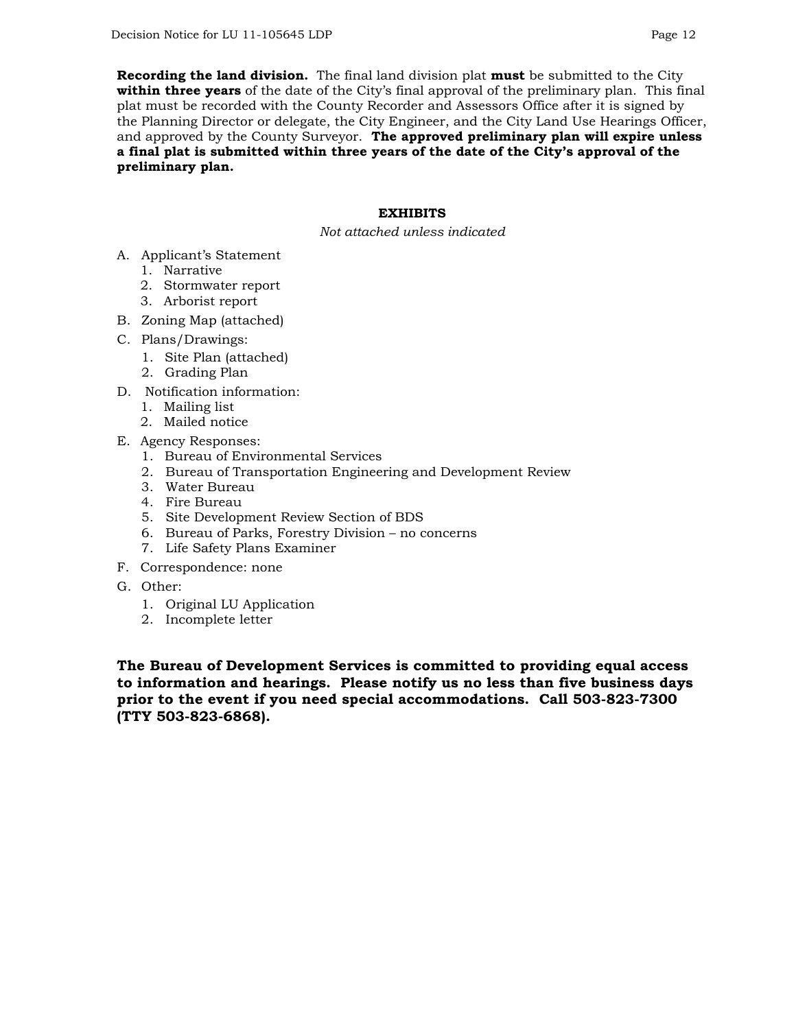**Recording the land division.** The final land division plat **must** be submitted to the City **within three years** of the date of the City's final approval of the preliminary plan. This final plat must be recorded with the County Recorder and Assessors Office after it is signed by the Planning Director or delegate, the City Engineer, and the City Land Use Hearings Officer, and approved by the County Surveyor. **The approved preliminary plan will expire unless a final plat is submitted within three years of the date of the City's approval of the preliminary plan.**

## EXHIBITS

*Not attached unless indicated*

A. Applicant's Statement
   1. Narrative
   2. Stormwater report
   3. Arborist report
B. Zoning Map (attached)
C. Plans/Drawings:
   1. Site Plan (attached)
   2. Grading Plan
D. Notification information:
   1. Mailing list
   2. Mailed notice
E. Agency Responses:
   1. Bureau of Environmental Services
   2. Bureau of Transportation Engineering and Development Review
   3. Water Bureau
   4. Fire Bureau
   5. Site Development Review Section of BDS
   6. Bureau of Parks, Forestry Division – no concerns
   7. Life Safety Plans Examiner
F. Correspondence: none
G. Other:
   1. Original LU Application
   2. Incomplete letter

**The Bureau of Development Services is committed to providing equal access to information and hearings. Please notify us no less than five business days prior to the event if you need special accommodations. Call 503-823-7300 (TTY 503-823-6868).**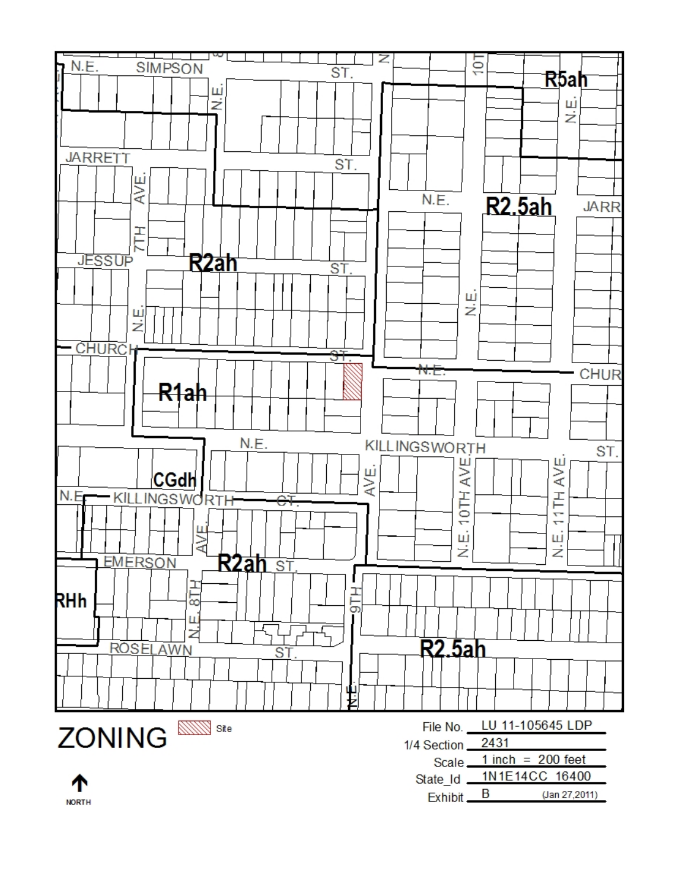N.E. SIMPSON ST.

JARRETT ST.

JESSUP ST.

CHURCH ST.

N.E. KILLINGSWORTH ST.

N.E. KILLINGSWORTH CT.

EMERSON ST.

ROSELAWN ST.

N.E. 7TH AVE.

N.E. 8TH AVE.

N.E. 9TH AVE.

N.E. 10TH AVE.

N.E. 11TH AVE.

R5ah

R2.5ah

R2ah

R1ah

CGdh

RHh

# ZONING

Site

NORTH

File No. LU 11-105645 LDP

1/4 Section 2431

Scale 1 inch = 200 feet

State_Id 1N1E14CC 16400

Exhibit B (Jan 27,2011)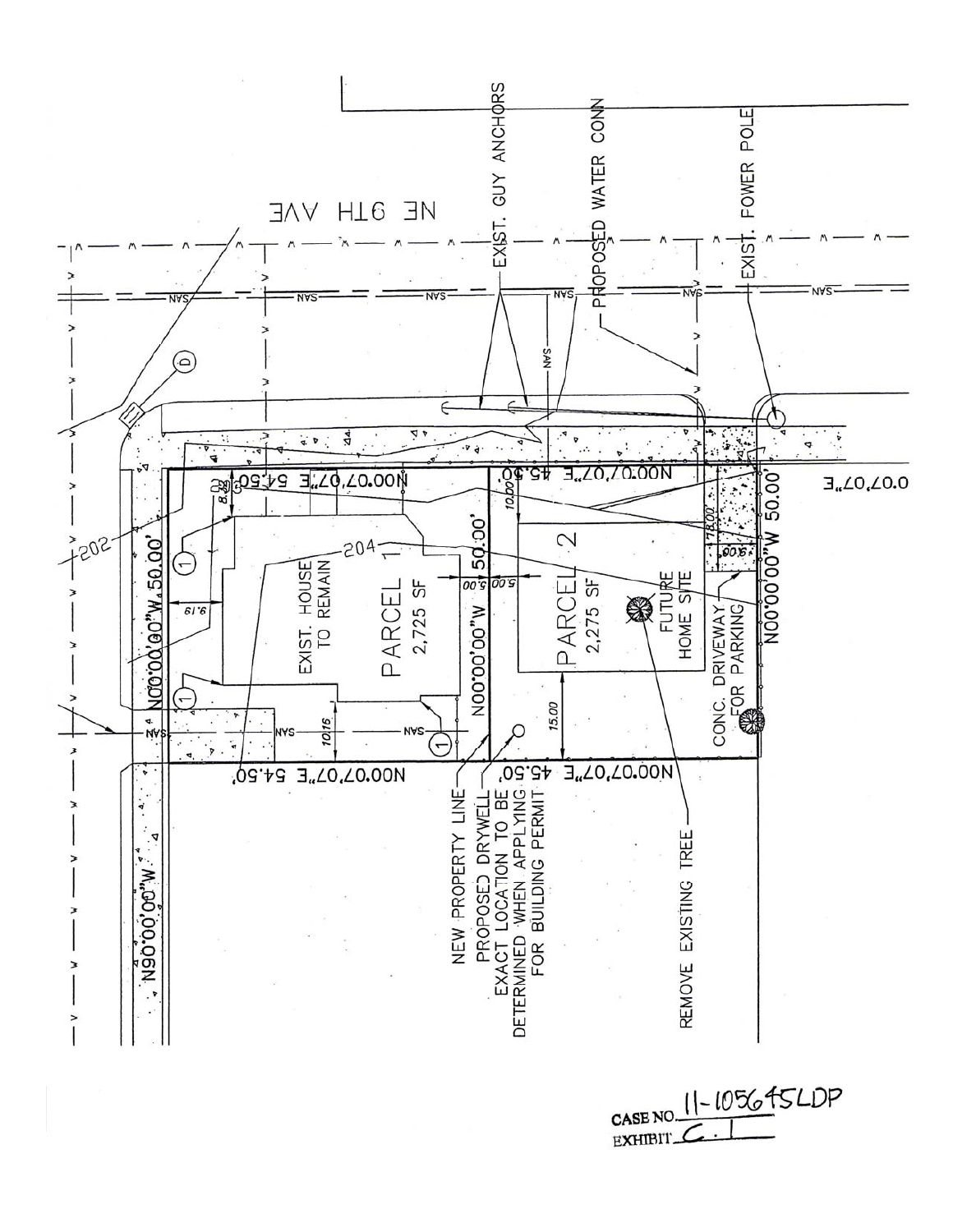NE 9TH AVE

EXIST. GUY ANCHORS

PROPOSED WATER CONN

EXIST. POWER POLE

SAN

N00°07'07"E 54.50'

N00°07'07"E 45.50'

N00°00'00"W 50.00'

N00°00'00"W 50.00'

N00°00'00"W 50.00

N90°00'00"W

EXIST. HOUSE TO REMAIN

PARCEL 1
2,725 SF

PARCEL 2
2,275 SF

FUTURE HOME SITE

CONC. DRIVEWAY FOR PARKING

202

204

8.03

9.19

10.16

5.00

5.00

10.00

15.00

18.00

9.00

NEW PROPERTY LINE

PROPOSED DRYWELL EXACT LOCATION TO BE DETERMINED WHEN APPLYING FOR BUILDING PERMIT

REMOVE EXISTING TREE

CASE NO. 11-105645LDP
EXHIBIT C.1